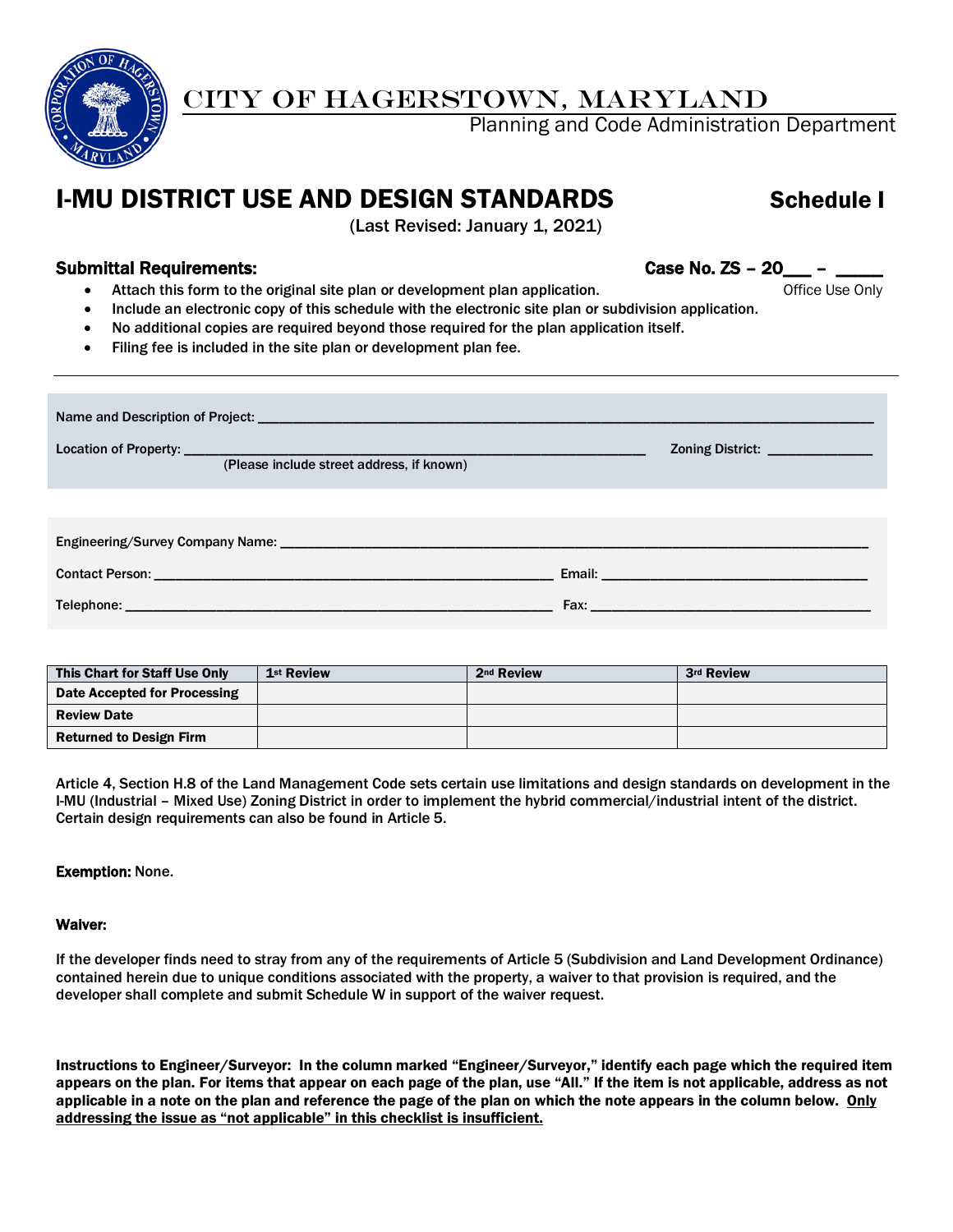# CITY OF HAGERSTOWN, MARYLAND

Planning and Code Administration Department

## I-MU DISTRICT USE AND DESIGN STANDARDS — Schedule I

(Last Revised: January 1, 2021)

**Submittal Requirements:**

**Case No. ZS – 20___ – _____**
Office Use Only

- Attach this form to the original site plan or development plan application.
- Include an electronic copy of this schedule with the electronic site plan or subdivision application.
- No additional copies are required beyond those required for the plan application itself.
- Filing fee is included in the site plan or development plan fee.

---

Name and Description of Project: ____________________________________________

Location of Property: ____________________________________________ Zoning District: ______________
(Please include street address, if known)

Engineering/Survey Company Name: ____________________________________________

Contact Person: ______________________________ Email: ______________________________

Telephone: ______________________________ Fax: ______________________________

| This Chart for Staff Use Only | 1st Review | 2nd Review | 3rd Review |
|---|---|---|---|
| Date Accepted for Processing | | | |
| Review Date | | | |
| Returned to Design Firm | | | |

Article 4, Section H.8 of the Land Management Code sets certain use limitations and design standards on development in the I-MU (Industrial – Mixed Use) Zoning District in order to implement the hybrid commercial/industrial intent of the district. Certain design requirements can also be found in Article 5.

**Exemption:** None.

**Waiver:**

If the developer finds need to stray from any of the requirements of Article 5 (Subdivision and Land Development Ordinance) contained herein due to unique conditions associated with the property, a waiver to that provision is required, and the developer shall complete and submit Schedule W in support of the waiver request.

**Instructions to Engineer/Surveyor: In the column marked "Engineer/Surveyor," identify each page which the required item appears on the plan. For items that appear on each page of the plan, use "All." If the item is not applicable, address as not applicable in a note on the plan and reference the page of the plan on which the note appears in the column below. Only addressing the issue as "not applicable" in this checklist is insufficient.**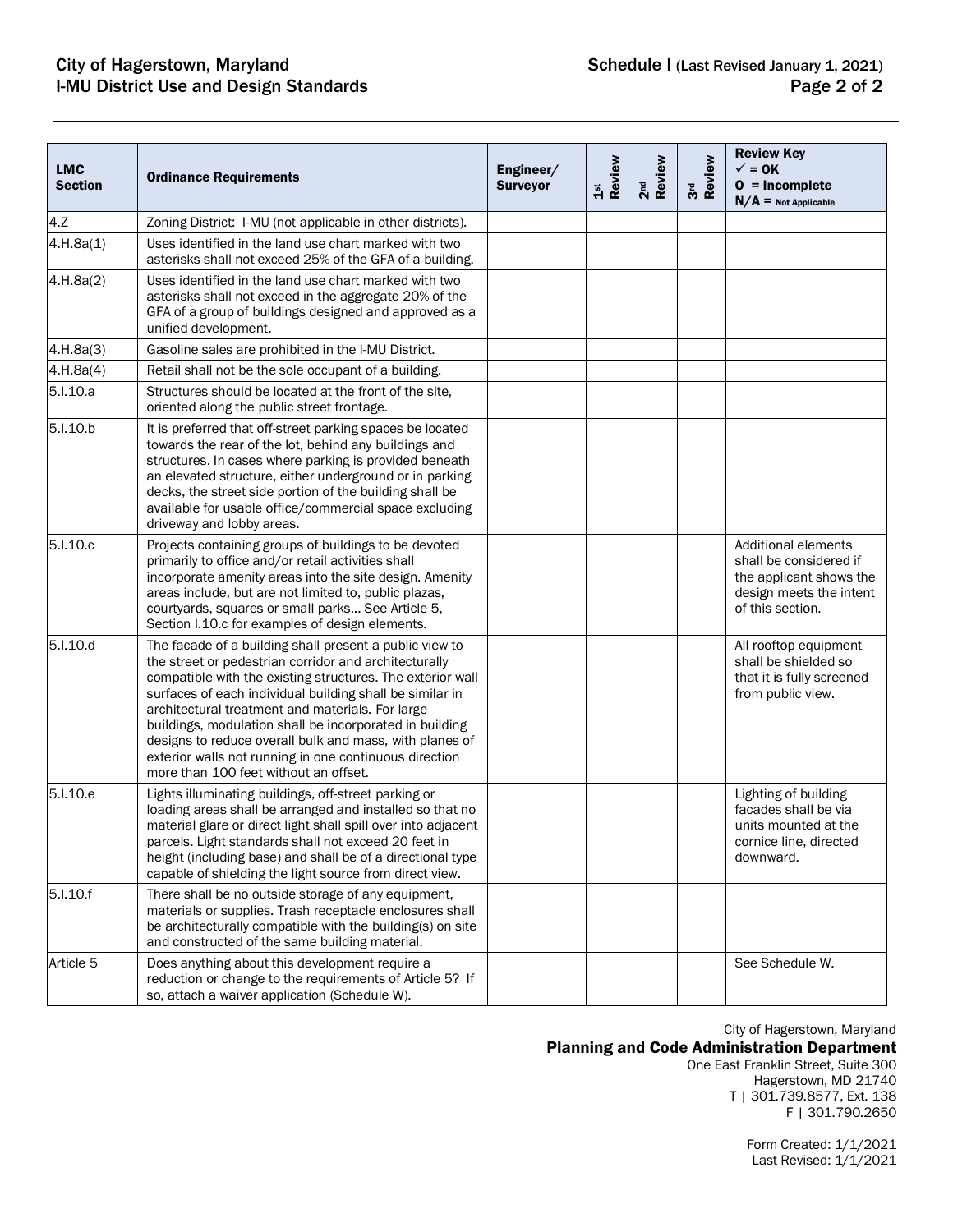| LMC Section | Ordinance Requirements | Engineer/ Surveyor | 1st Review | 2nd Review | 3rd Review | Review Key ✓ = OK O = Incomplete N/A = Not Applicable |
|---|---|---|---|---|---|---|
| 4.Z | Zoning District: I-MU (not applicable in other districts). | | | | | |
| 4.H.8a(1) | Uses identified in the land use chart marked with two asterisks shall not exceed 25% of the GFA of a building. | | | | | |
| 4.H.8a(2) | Uses identified in the land use chart marked with two asterisks shall not exceed in the aggregate 20% of the GFA of a group of buildings designed and approved as a unified development. | | | | | |
| 4.H.8a(3) | Gasoline sales are prohibited in the I-MU District. | | | | | |
| 4.H.8a(4) | Retail shall not be the sole occupant of a building. | | | | | |
| 5.I.10.a | Structures should be located at the front of the site, oriented along the public street frontage. | | | | | |
| 5.I.10.b | It is preferred that off-street parking spaces be located towards the rear of the lot, behind any buildings and structures. In cases where parking is provided beneath an elevated structure, either underground or in parking decks, the street side portion of the building shall be available for usable office/commercial space excluding driveway and lobby areas. | | | | | |
| 5.I.10.c | Projects containing groups of buildings to be devoted primarily to office and/or retail activities shall incorporate amenity areas into the site design. Amenity areas include, but are not limited to, public plazas, courtyards, squares or small parks... See Article 5, Section I.10.c for examples of design elements. | | | | | Additional elements shall be considered if the applicant shows the design meets the intent of this section. |
| 5.I.10.d | The facade of a building shall present a public view to the street or pedestrian corridor and architecturally compatible with the existing structures. The exterior wall surfaces of each individual building shall be similar in architectural treatment and materials. For large buildings, modulation shall be incorporated in building designs to reduce overall bulk and mass, with planes of exterior walls not running in one continuous direction more than 100 feet without an offset. | | | | | All rooftop equipment shall be shielded so that it is fully screened from public view. |
| 5.I.10.e | Lights illuminating buildings, off-street parking or loading areas shall be arranged and installed so that no material glare or direct light shall spill over into adjacent parcels. Light standards shall not exceed 20 feet in height (including base) and shall be of a directional type capable of shielding the light source from direct view. | | | | | Lighting of building facades shall be via units mounted at the cornice line, directed downward. |
| 5.I.10.f | There shall be no outside storage of any equipment, materials or supplies. Trash receptacle enclosures shall be architecturally compatible with the building(s) on site and constructed of the same building material. | | | | | |
| Article 5 | Does anything about this development require a reduction or change to the requirements of Article 5? If so, attach a waiver application (Schedule W). | | | | | See Schedule W. |

City of Hagerstown, Maryland
**Planning and Code Administration Department**
One East Franklin Street, Suite 300
Hagerstown, MD 21740
T | 301.739.8577, Ext. 138
F | 301.790.2650

Form Created: 1/1/2021
Last Revised: 1/1/2021